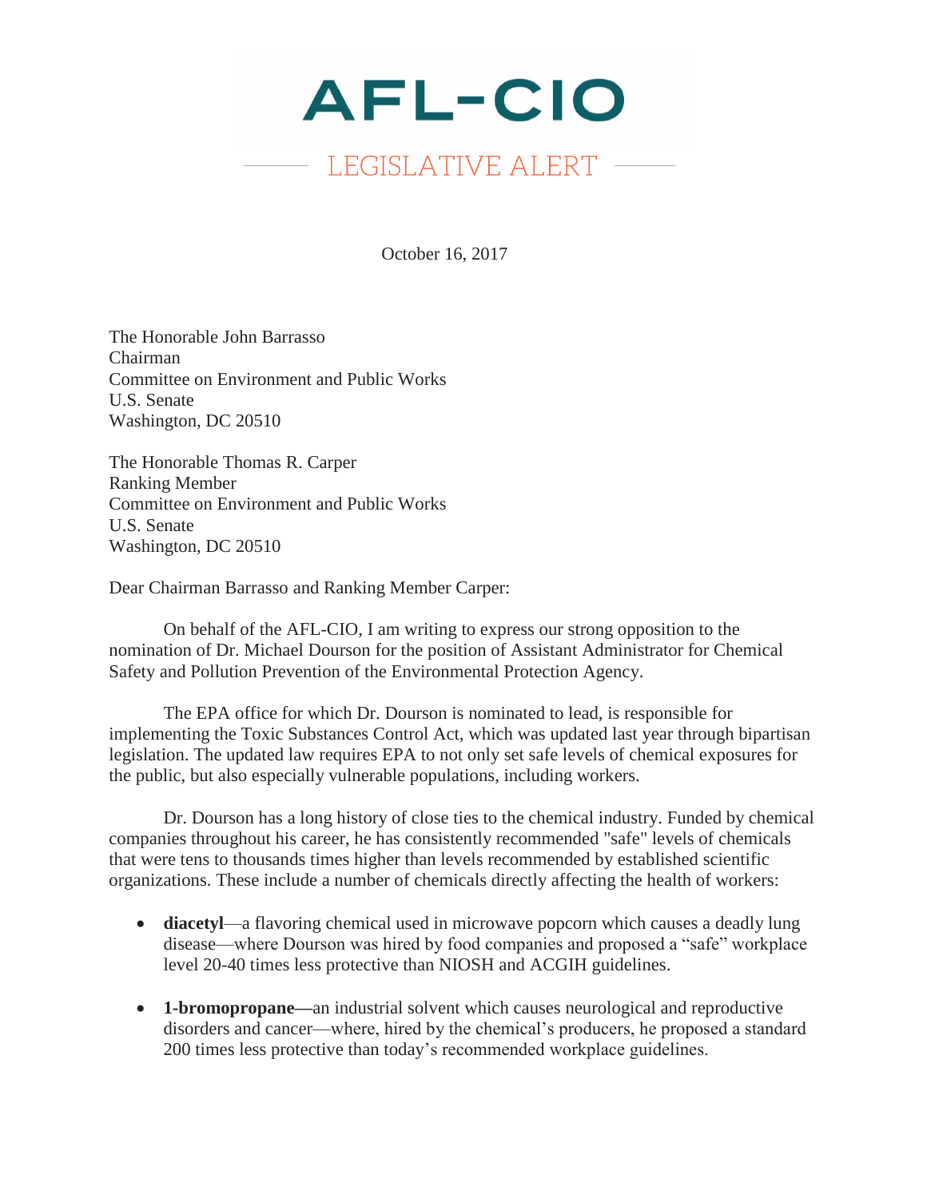# AFL-CIO

## LEGISLATIVE ALERT

October 16, 2017

The Honorable John Barrasso
Chairman
Committee on Environment and Public Works
U.S. Senate
Washington, DC 20510

The Honorable Thomas R. Carper
Ranking Member
Committee on Environment and Public Works
U.S. Senate
Washington, DC 20510

Dear Chairman Barrasso and Ranking Member Carper:

On behalf of the AFL-CIO, I am writing to express our strong opposition to the nomination of Dr. Michael Dourson for the position of Assistant Administrator for Chemical Safety and Pollution Prevention of the Environmental Protection Agency.

The EPA office for which Dr. Dourson is nominated to lead, is responsible for implementing the Toxic Substances Control Act, which was updated last year through bipartisan legislation. The updated law requires EPA to not only set safe levels of chemical exposures for the public, but also especially vulnerable populations, including workers.

Dr. Dourson has a long history of close ties to the chemical industry. Funded by chemical companies throughout his career, he has consistently recommended "safe" levels of chemicals that were tens to thousands times higher than levels recommended by established scientific organizations. These include a number of chemicals directly affecting the health of workers:

- **diacetyl**—a flavoring chemical used in microwave popcorn which causes a deadly lung disease—where Dourson was hired by food companies and proposed a "safe" workplace level 20-40 times less protective than NIOSH and ACGIH guidelines.
- **1-bromopropane—**an industrial solvent which causes neurological and reproductive disorders and cancer—where, hired by the chemical's producers, he proposed a standard 200 times less protective than today's recommended workplace guidelines.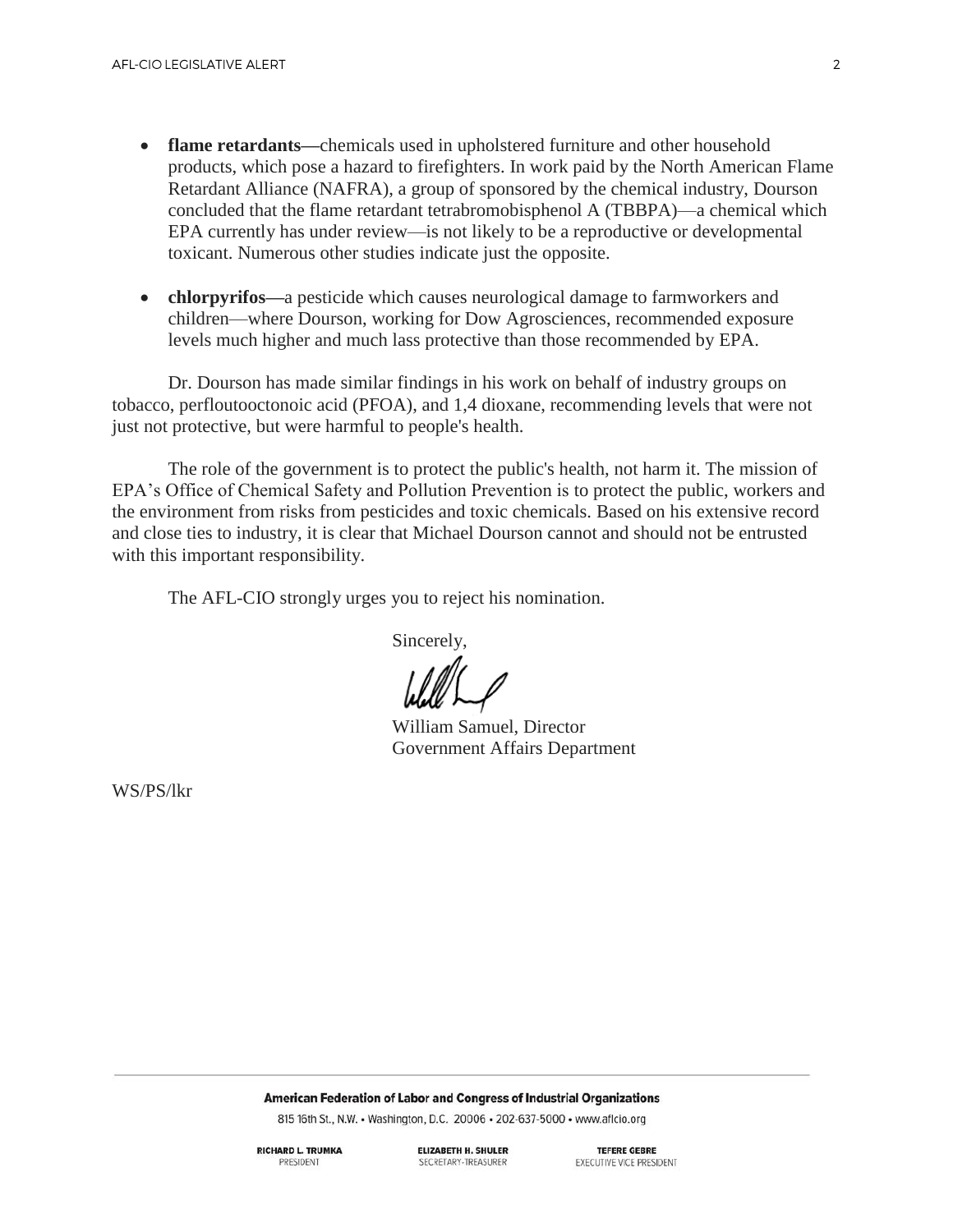- **flame retardants—**chemicals used in upholstered furniture and other household products, which pose a hazard to firefighters. In work paid by the North American Flame Retardant Alliance (NAFRA), a group of sponsored by the chemical industry, Dourson concluded that the flame retardant tetrabromobisphenol A (TBBPA)—a chemical which EPA currently has under review—is not likely to be a reproductive or developmental toxicant. Numerous other studies indicate just the opposite.

- **chlorpyrifos—**a pesticide which causes neurological damage to farmworkers and children—where Dourson, working for Dow Agrosciences, recommended exposure levels much higher and much lass protective than those recommended by EPA.

Dr. Dourson has made similar findings in his work on behalf of industry groups on tobacco, perfloutooctonoic acid (PFOA), and 1,4 dioxane, recommending levels that were not just not protective, but were harmful to people's health.

The role of the government is to protect the public's health, not harm it. The mission of EPA's Office of Chemical Safety and Pollution Prevention is to protect the public, workers and the environment from risks from pesticides and toxic chemicals. Based on his extensive record and close ties to industry, it is clear that Michael Dourson cannot and should not be entrusted with this important responsibility.

The AFL-CIO strongly urges you to reject his nomination.

Sincerely,

William Samuel, Director
Government Affairs Department

WS/PS/lkr

**American Federation of Labor and Congress of Industrial Organizations**

815 16th St., N.W. • Washington, D.C. 20006 • 202-637-5000 • www.aflcio.org

RICHARD L. TRUMKA, PRESIDENT | ELIZABETH H. SHULER, SECRETARY-TREASURER | TEFERE GEBRE, EXECUTIVE VICE PRESIDENT